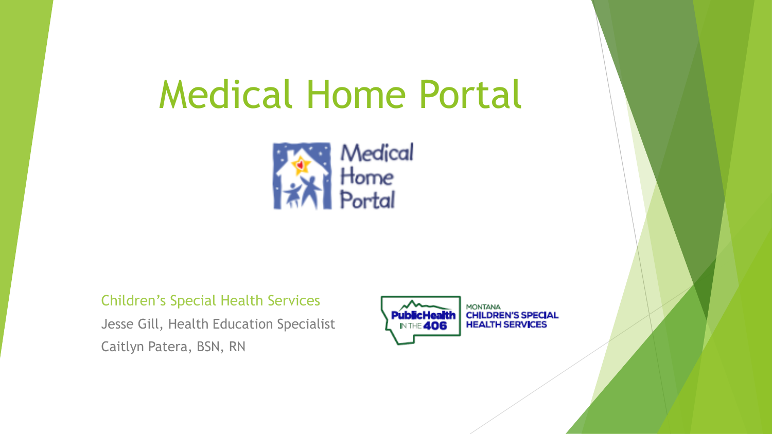# Medical Home Portal

Children's Special Health Services

Jesse Gill, Health Education Specialist

Caitlyn Patera, BSN, RN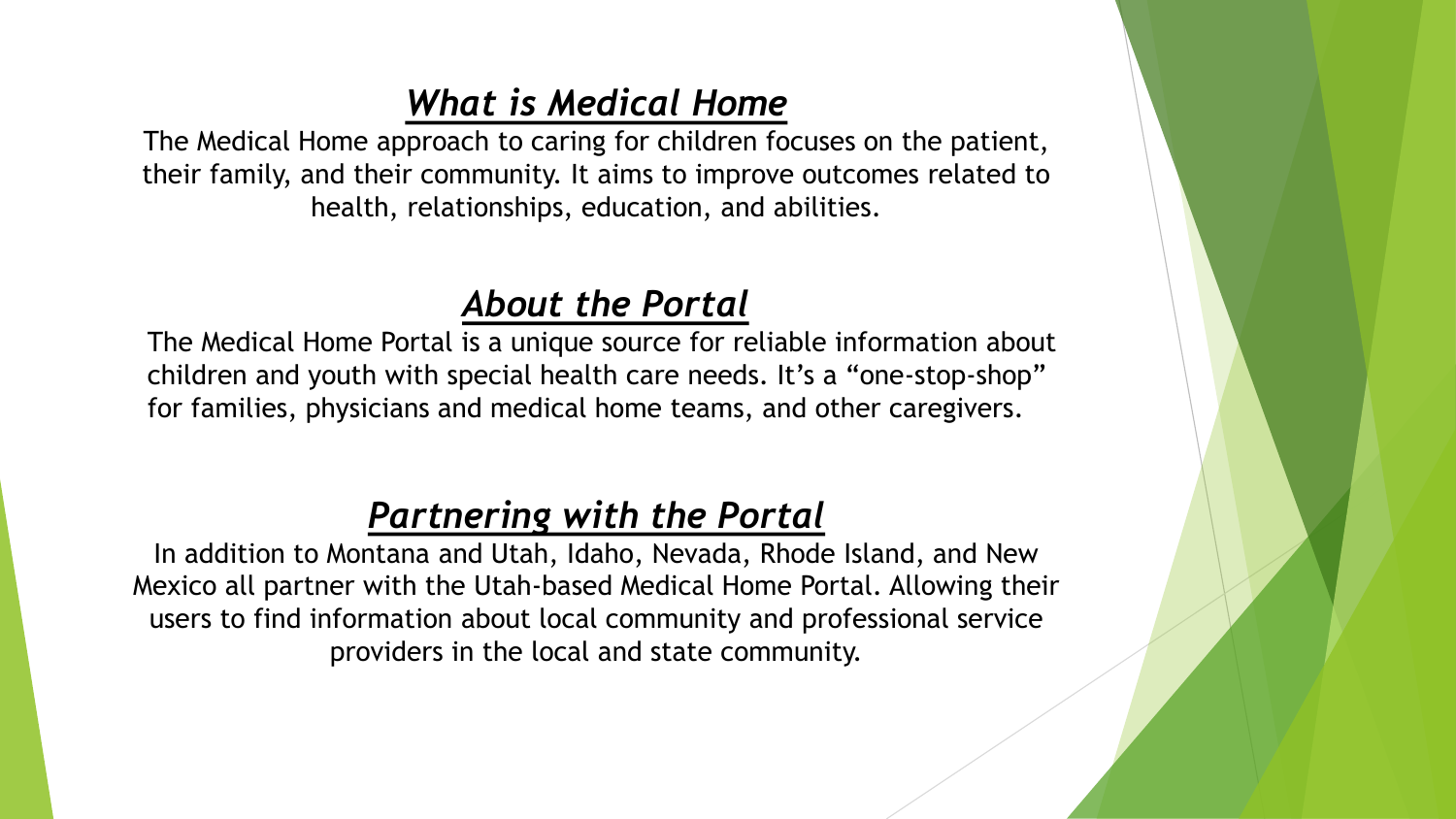## ***What is Medical Home***

The Medical Home approach to caring for children focuses on the patient, their family, and their community. It aims to improve outcomes related to health, relationships, education, and abilities.

## ***About the Portal***

The Medical Home Portal is a unique source for reliable information about children and youth with special health care needs. It's a "one-stop-shop" for families, physicians and medical home teams, and other caregivers.

## ***Partnering with the Portal***

In addition to Montana and Utah, Idaho, Nevada, Rhode Island, and New Mexico all partner with the Utah-based Medical Home Portal. Allowing their users to find information about local community and professional service providers in the local and state community.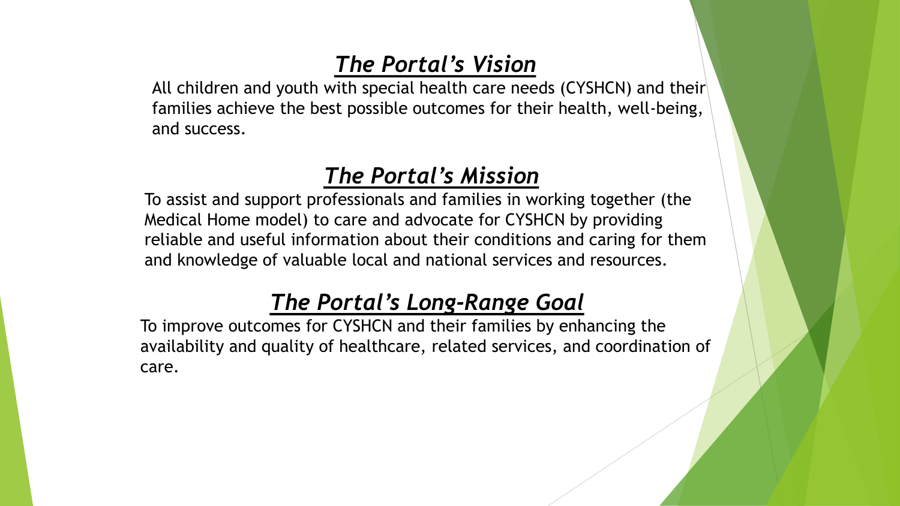## ***The Portal's Vision***

All children and youth with special health care needs (CYSHCN) and their families achieve the best possible outcomes for their health, well-being, and success.

## ***The Portal's Mission***

To assist and support professionals and families in working together (the Medical Home model) to care and advocate for CYSHCN by providing reliable and useful information about their conditions and caring for them and knowledge of valuable local and national services and resources.

## ***The Portal's Long-Range Goal***

To improve outcomes for CYSHCN and their families by enhancing the availability and quality of healthcare, related services, and coordination of care.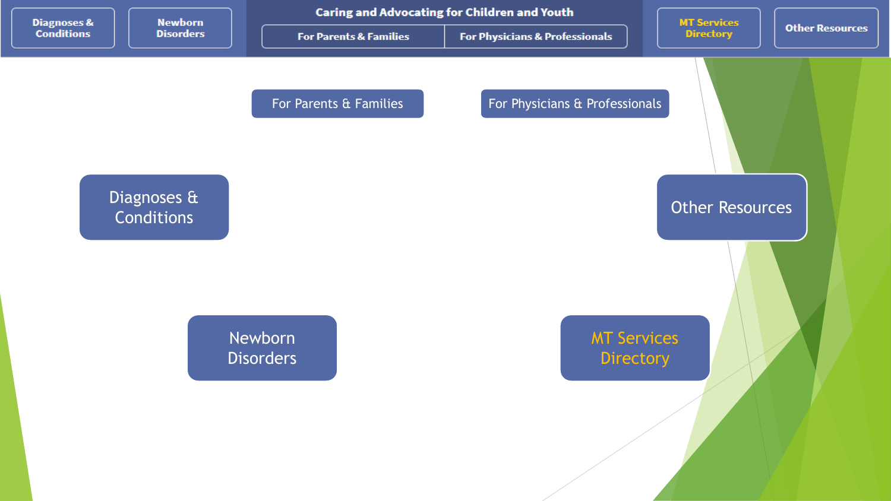Diagnoses & Conditions | Newborn Disorders | **Caring and Advocating for Children and Youth** | For Parents & Families | For Physicians & Professionals | MT Services Directory | Other Resources

For Parents & Families

For Physicians & Professionals

Diagnoses & Conditions

Other Resources

Newborn Disorders

MT Services Directory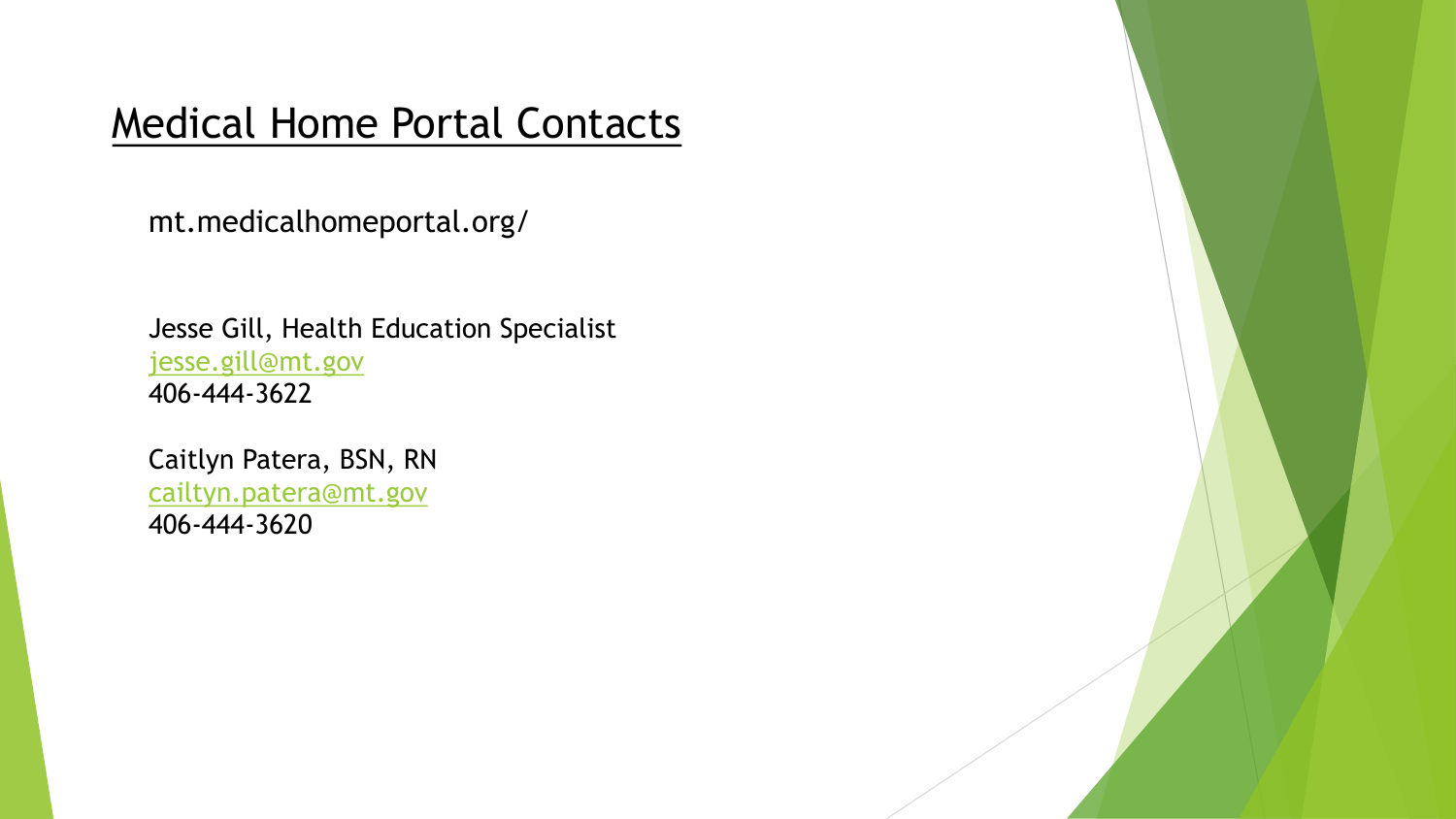# Medical Home Portal Contacts

mt.medicalhomeportal.org/

Jesse Gill, Health Education Specialist
jesse.gill@mt.gov
406-444-3622

Caitlyn Patera, BSN, RN
cailtyn.patera@mt.gov
406-444-3620